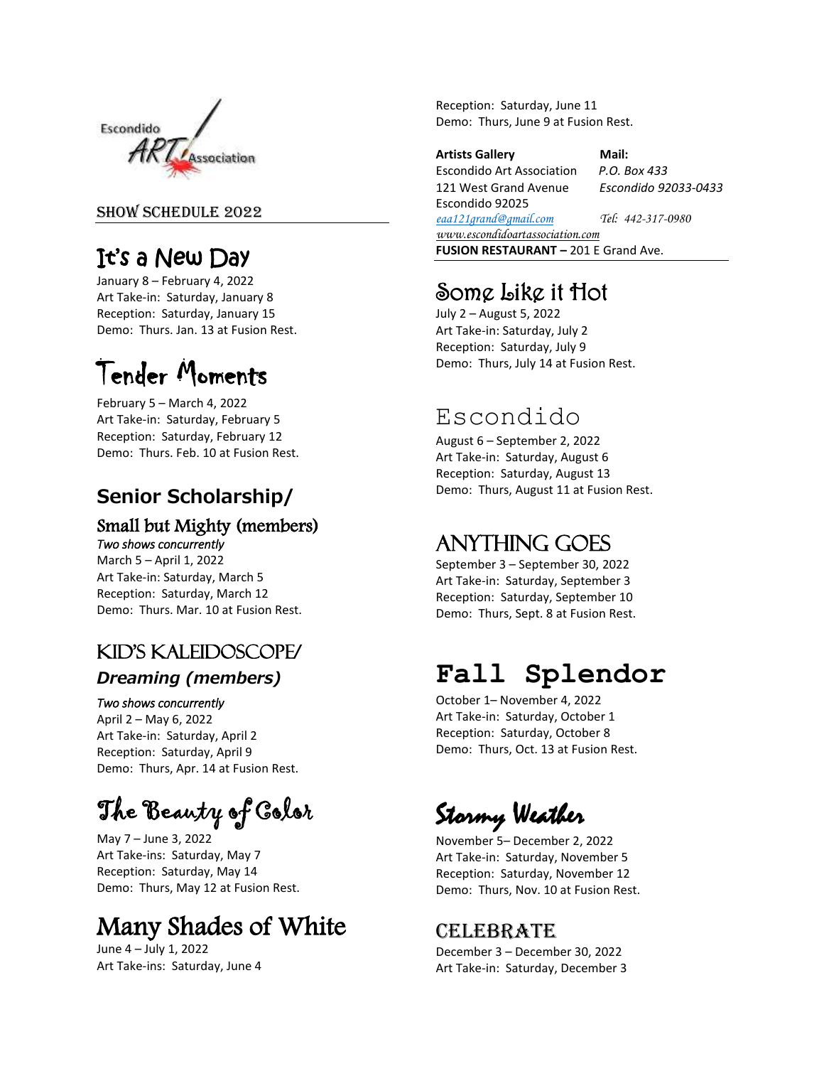Escondido ART Association

SHOW SCHEDULE 2022

## It's a New Day

January 8 – February 4, 2022
Art Take-in: Saturday, January 8
Reception: Saturday, January 15
Demo: Thurs. Jan. 13 at Fusion Rest.

## Tender Moments

February 5 – March 4, 2022
Art Take-in: Saturday, February 5
Reception: Saturday, February 12
Demo: Thurs. Feb. 10 at Fusion Rest.

## Senior Scholarship/

## Small but Mighty (members)

*Two shows concurrently*
March 5 – April 1, 2022
Art Take-in: Saturday, March 5
Reception: Saturday, March 12
Demo: Thurs. Mar. 10 at Fusion Rest.

## KID'S KALEIDOSCOPE/

## *Dreaming (members)*

*Two shows concurrently*
April 2 – May 6, 2022
Art Take-in: Saturday, April 2
Reception: Saturday, April 9
Demo: Thurs, Apr. 14 at Fusion Rest.

## The Beauty of Color

May 7 – June 3, 2022
Art Take-ins: Saturday, May 7
Reception: Saturday, May 14
Demo: Thurs, May 12 at Fusion Rest.

## Many Shades of White

June 4 – July 1, 2022
Art Take-ins: Saturday, June 4
Reception: Saturday, June 11
Demo: Thurs, June 9 at Fusion Rest.

**Artists Gallery**
Escondido Art Association
121 West Grand Avenue
Escondido 92025
*eaa121grand@gmail.com*
*www.escondidoartassociation.com*

**Mail:**
*P.O. Box 433*
*Escondido 92033-0433*
*Tel: 442-317-0980*

**FUSION RESTAURANT –** 201 E Grand Ave.

## Some Like it Hot

July 2 – August 5, 2022
Art Take-in: Saturday, July 2
Reception: Saturday, July 9
Demo: Thurs, July 14 at Fusion Rest.

## Escondido

August 6 – September 2, 2022
Art Take-in: Saturday, August 6
Reception: Saturday, August 13
Demo: Thurs, August 11 at Fusion Rest.

## ANYTHING GOES

September 3 – September 30, 2022
Art Take-in: Saturday, September 3
Reception: Saturday, September 10
Demo: Thurs, Sept. 8 at Fusion Rest.

## Fall Splendor

October 1– November 4, 2022
Art Take-in: Saturday, October 1
Reception: Saturday, October 8
Demo: Thurs, Oct. 13 at Fusion Rest.

## Stormy Weather

November 5– December 2, 2022
Art Take-ins: Saturday, November 5
Reception: Saturday, November 12
Demo: Thurs, Nov. 10 at Fusion Rest.

## CELEBRATE

December 3 – December 30, 2022
Art Take-in: Saturday, December 3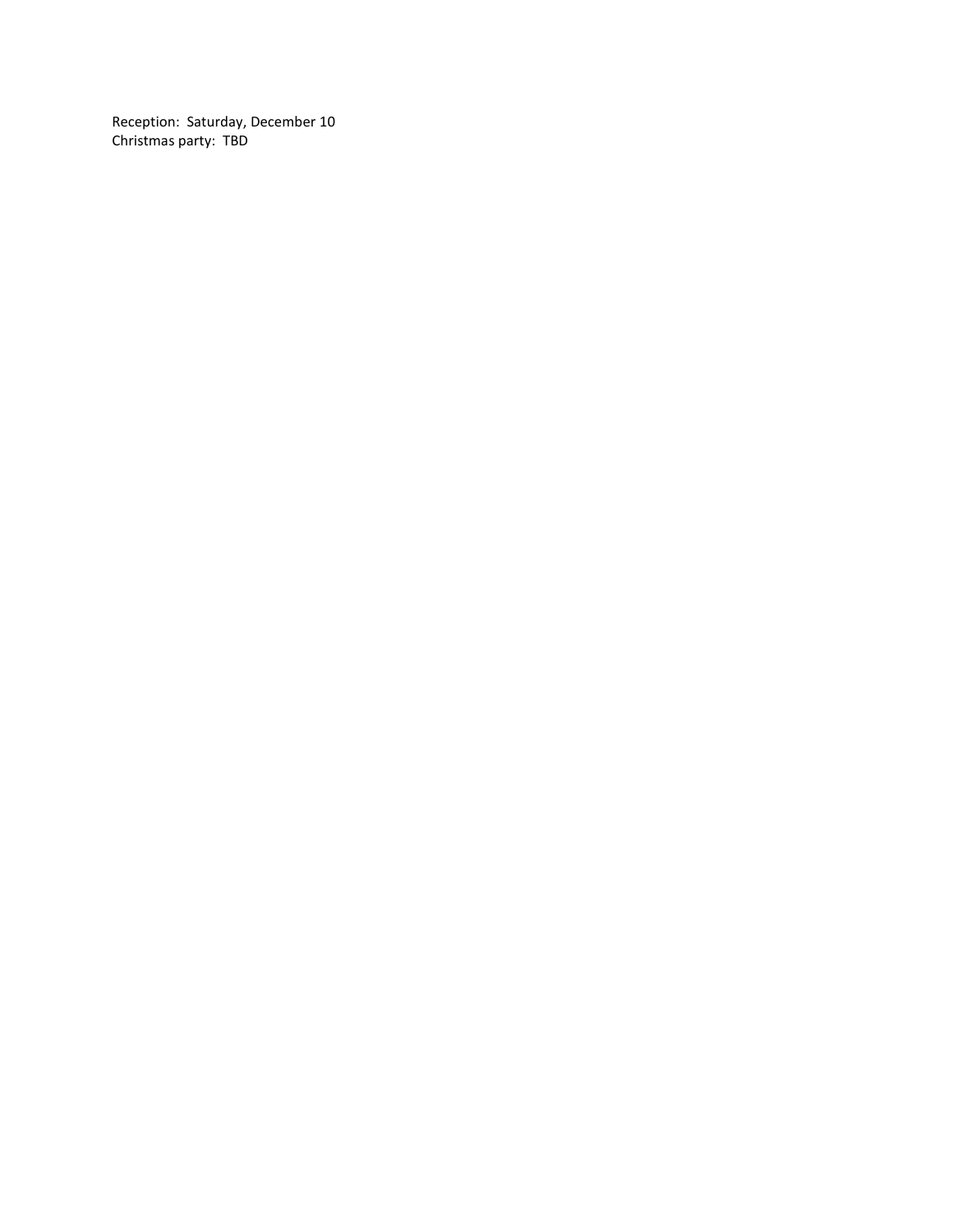Reception:  Saturday, December 10
Christmas party:  TBD